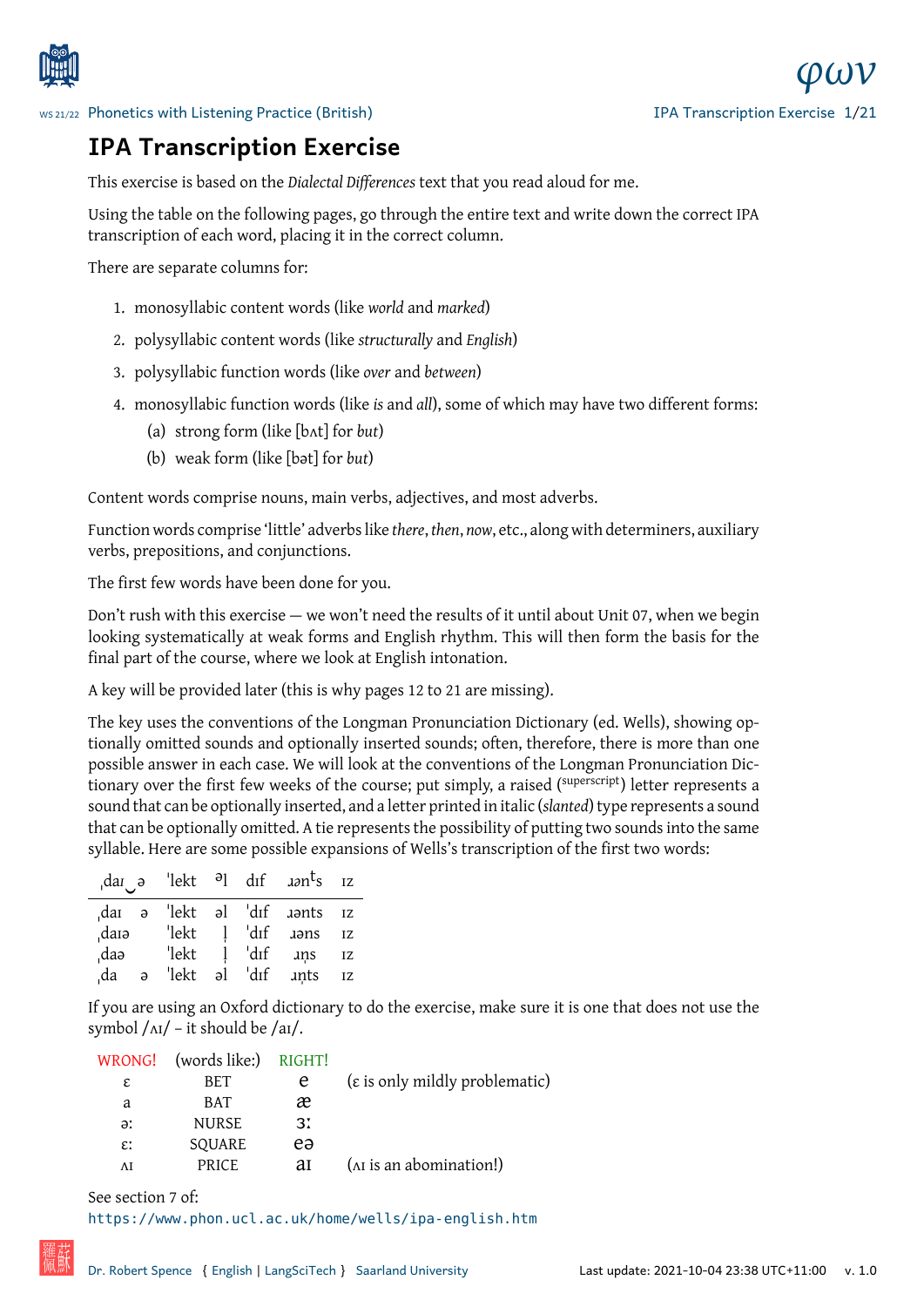# IPA Transcription Exercise

This exercise is based on the *Dialectal Differences* text that you read aloud for me.

Using the table on the following pages, go through the entire text and write down the correct IPA transcription of each word, placing it in the correct column.

There are separate columns for:

1. monosyllabic content words (like *world* and *marked*)
2. polysyllabic content words (like *structurally* and *English*)
3. polysyllabic function words (like *over* and *between*)
4. monosyllabic function words (like *is* and *all*), some of which may have two different forms:
   (a) strong form (like [bʌt] for *but*)
   (b) weak form (like [bət] for *but*)

Content words comprise nouns, main verbs, adjectives, and most adverbs.

Function words comprise 'little' adverbs like *there*, *then*, *now*, etc., along with determiners, auxiliary verbs, prepositions, and conjunctions.

The first few words have been done for you.

Don't rush with this exercise — we won't need the results of it until about Unit 07, when we begin looking systematically at weak forms and English rhythm. This will then form the basis for the final part of the course, where we look at English intonation.

A key will be provided later (this is why pages 12 to 21 are missing).

The key uses the conventions of the Longman Pronunciation Dictionary (ed. Wells), showing optionally omitted sounds and optionally inserted sounds; often, therefore, there is more than one possible answer in each case. We will look at the conventions of the Longman Pronunciation Dictionary over the first few weeks of the course; put simply, a raised (superscript) letter represents a sound that can be optionally inserted, and a letter printed in italic (*slanted*) type represents a sound that can be optionally omitted. A tie represents the possibility of putting two sounds into the same syllable. Here are some possible expansions of Wells's transcription of the first two words:

| ˌdaɪ‿ə | ˈlekt | ᵊl | dɪf | ɹənᵗs | ɪz |
|---|---|---|---|---|---|
| ˌdaɪ | ə | ˈlekt | əl | ˈdɪf | ɹənts | ɪz |
| ˌdaɪə | | ˈlekt | l̩ | ˈdɪf | ɹəns | ɪz |
| ˌdaə | | ˈlekt | l̩ | ˈdɪf | ɹn̩s | ɪz |
| ˌda | ə | ˈlekt | əl | ˈdɪf | ɹn̩ts | ɪz |

If you are using an Oxford dictionary to do the exercise, make sure it is one that does not use the symbol /ʌɪ/ – it should be /aɪ/.

| WRONG! | (words like:) | RIGHT! | |
|---|---|---|---|
| ɛ | BET | e | (ɛ is only mildly problematic) |
| a | BAT | æ | |
| əː | NURSE | ɜː | |
| ɛː | SQUARE | eə | |
| ʌɪ | PRICE | aɪ | (ʌɪ is an abomination!) |

See section 7 of:
https://www.phon.ucl.ac.uk/home/wells/ipa-english.htm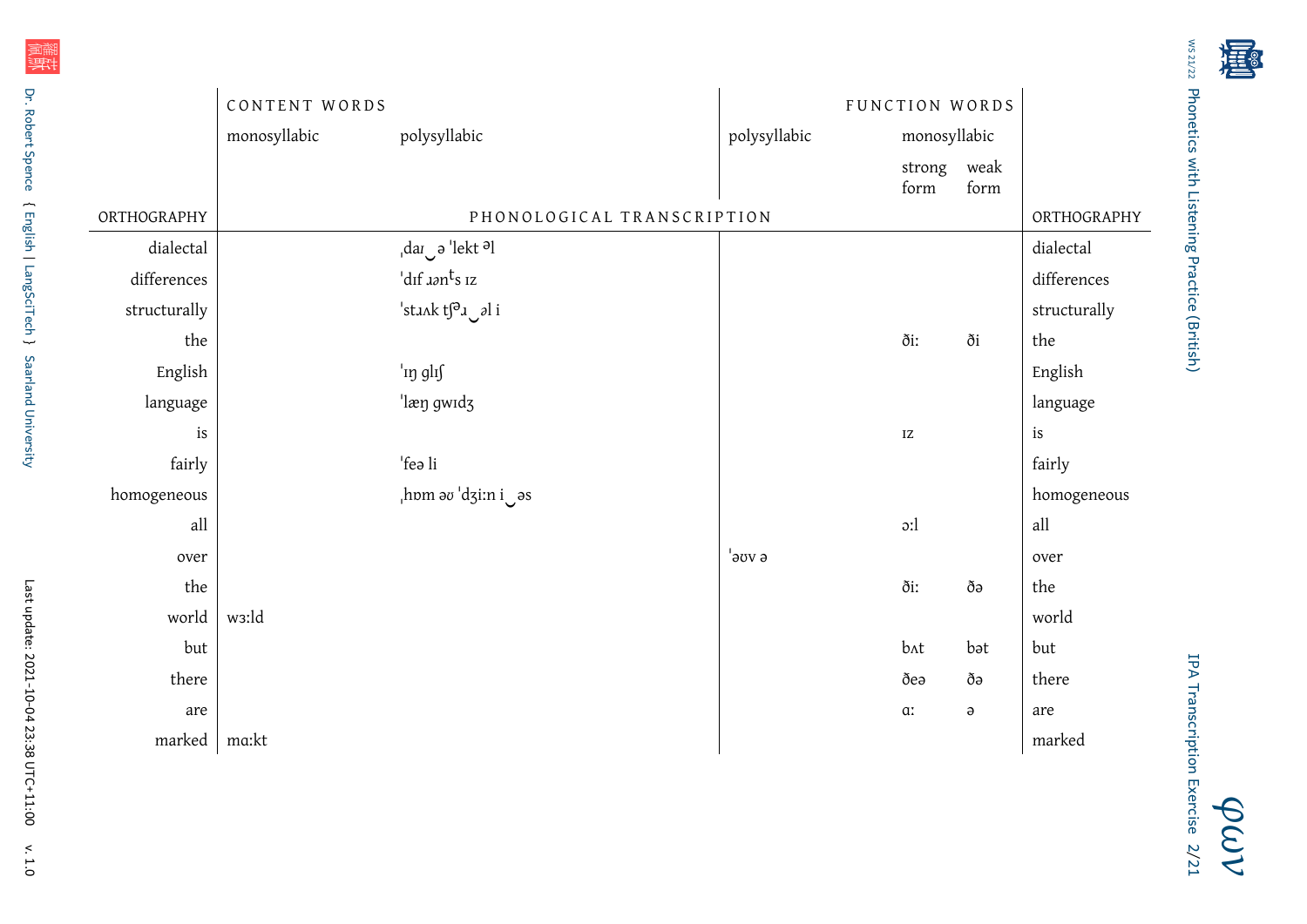| | CONTENT WORDS | | FUNCTION WORDS | | | |
|---|---|---|---|---|---|---|
| | monosyllabic | polysyllabic | polysyllabic | monosyllabic | | |
| | | | | strong form | weak form | |
| ORTHOGRAPHY | PHONOLOGICAL TRANSCRIPTION | | | | | ORTHOGRAPHY |
| dialectal | | ˌdaɪ‿ə ˈlekt ᵊl | | | | dialectal |
| differences | | ˈdɪf ɹənᵗs ɪz | | | | differences |
| structurally | | ˈstɹʌk tʃᵊɹ‿əl i | | | | structurally |
| the | | | | ðiː | ði | the |
| English | | ˈɪŋ glɪʃ | | | | English |
| language | | ˈlæŋ gwɪdʒ | | | | language |
| is | | | | ɪz | | is |
| fairly | | ˈfeə li | | | | fairly |
| homogeneous | | ˌhɒm əʊ ˈdʒiːn i‿əs | | | | homogeneous |
| all | | | | ɔːl | | all |
| over | | | ˈəʊv ə | | | over |
| the | | | | ðiː | ðə | the |
| world | wɜːld | | | | | world |
| but | | | | bʌt | bət | but |
| there | | | | ðeə | ðə | there |
| are | | | | ɑː | ə | are |
| marked | mɑːkt | | | | | marked |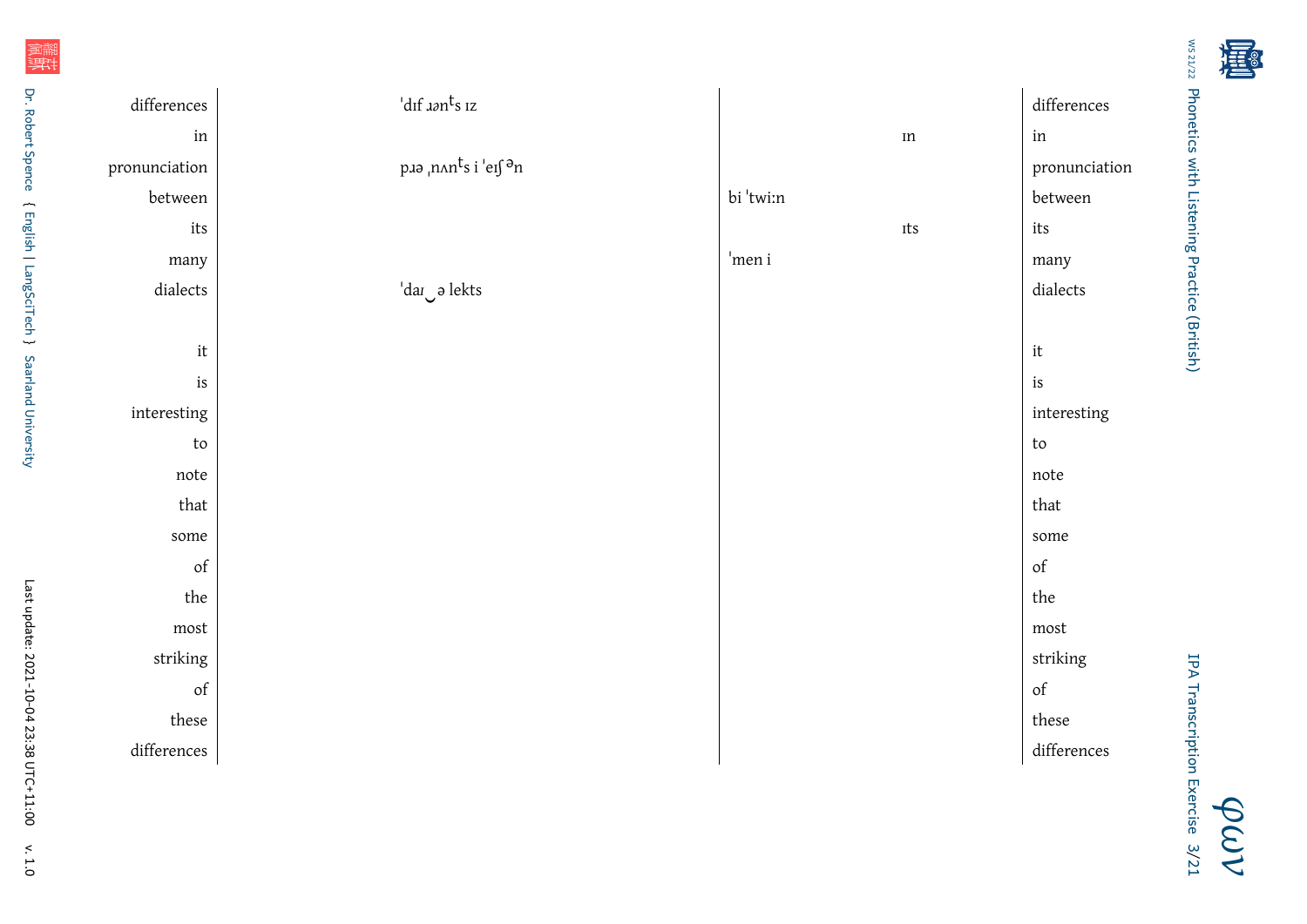| Word | Transcription (multi-syllable) | Transcription (weak/short) | Transcription (one-syllable) | Word |
|---|---|---|---|---|
| differences | ˈdɪf ɹənᵗs ɪz | | | differences |
| in | | | ɪn | in |
| pronunciation | pɹə ˌnʌnᵗs i ˈeɪʃ ᵊn | | | pronunciation |
| between | | bi ˈtwiːn | | between |
| its | | | ɪts | its |
| many | | ˈmen i | | many |
| dialects | ˈdaɪ‿ə lekts | | | dialects |
| | | | | |
| it | | | | it |
| is | | | | is |
| interesting | | | | interesting |
| to | | | | to |
| note | | | | note |
| that | | | | that |
| some | | | | some |
| of | | | | of |
| the | | | | the |
| most | | | | most |
| striking | | | | striking |
| of | | | | of |
| these | | | | these |
| differences | | | | differences |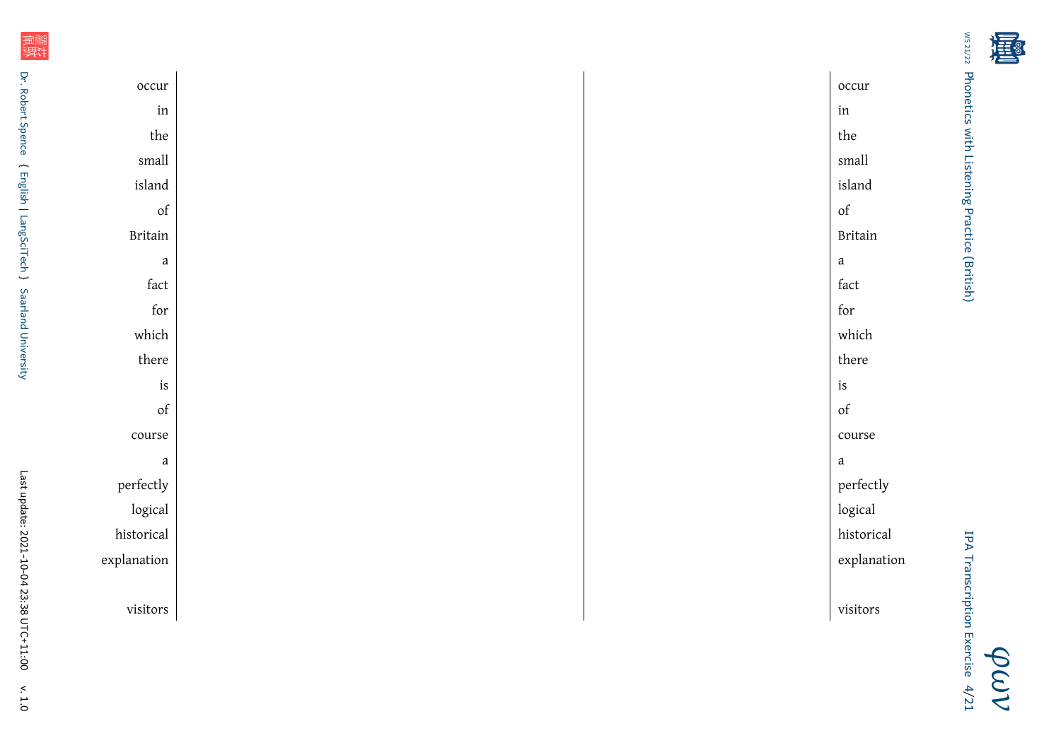| | | | |
|---:|---|---|---|
| occur | | | occur |
| in | | | in |
| the | | | the |
| small | | | small |
| island | | | island |
| of | | | of |
| Britain | | | Britain |
| a | | | a |
| fact | | | fact |
| for | | | for |
| which | | | which |
| there | | | there |
| is | | | is |
| of | | | of |
| course | | | course |
| a | | | a |
| perfectly | | | perfectly |
| logical | | | logical |
| historical | | | historical |
| explanation | | | explanation |
| | | | |
| visitors | | | visitors |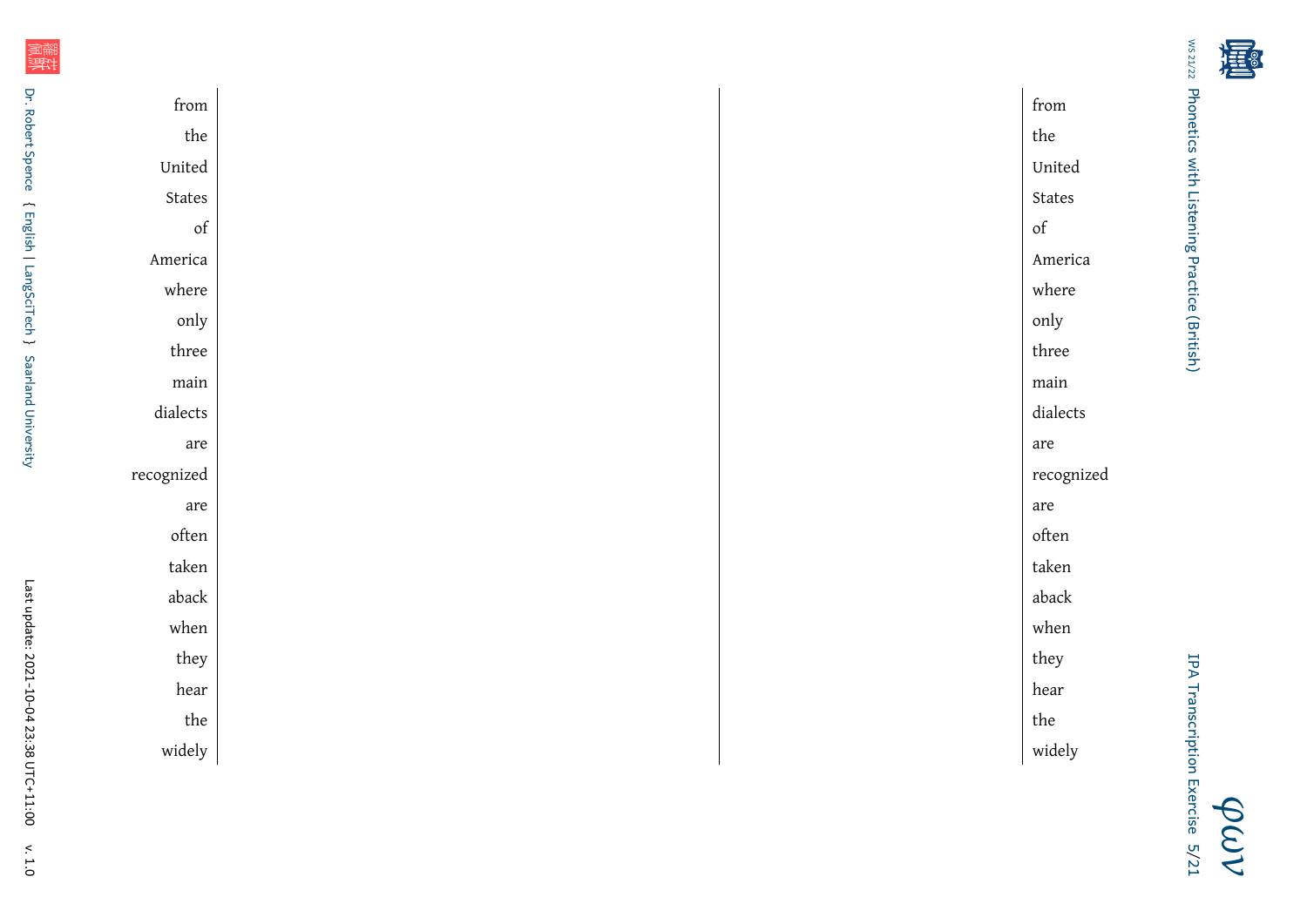| | | |
|---:|---|:---|
| from | | from |
| the | | the |
| United | | United |
| States | | States |
| of | | of |
| America | | America |
| where | | where |
| only | | only |
| three | | three |
| main | | main |
| dialects | | dialects |
| are | | are |
| recognized | | recognized |
| are | | are |
| often | | often |
| taken | | taken |
| aback | | aback |
| when | | when |
| they | | they |
| hear | | hear |
| the | | the |
| widely | | widely |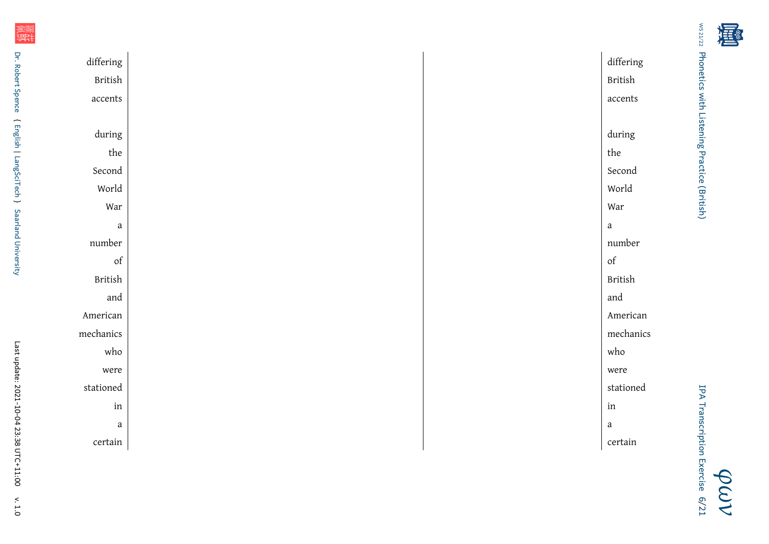| | | | |
|---|---|---|---|
| differing | | | differing |
| British | | | British |
| accents | | | accents |
| | | | |
| during | | | during |
| the | | | the |
| Second | | | Second |
| World | | | World |
| War | | | War |
| a | | | a |
| number | | | number |
| of | | | of |
| British | | | British |
| and | | | and |
| American | | | American |
| mechanics | | | mechanics |
| who | | | who |
| were | | | were |
| stationed | | | stationed |
| in | | | in |
| a | | | a |
| certain | | | certain |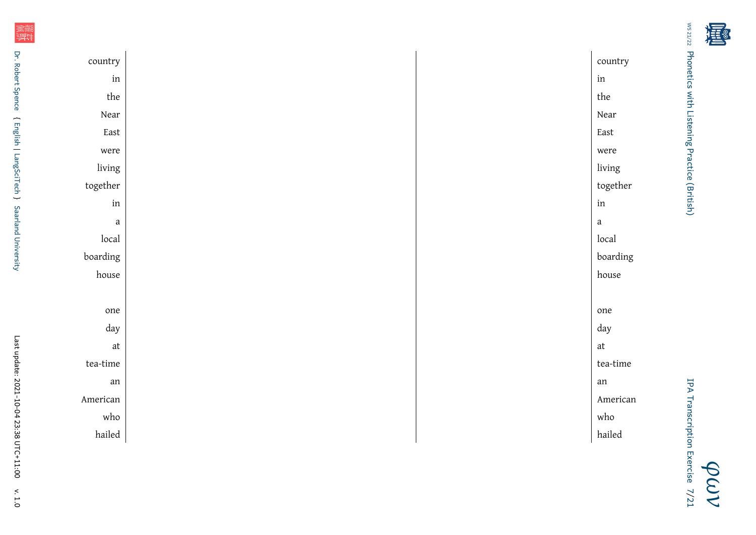| | | | |
|---|---|---|---|
| country | | | country |
| in | | | in |
| the | | | the |
| Near | | | Near |
| East | | | East |
| were | | | were |
| living | | | living |
| together | | | together |
| in | | | in |
| a | | | a |
| local | | | local |
| boarding | | | boarding |
| house | | | house |
| | | | |
| one | | | one |
| day | | | day |
| at | | | at |
| tea-time | | | tea-time |
| an | | | an |
| American | | | American |
| who | | | who |
| hailed | | | hailed |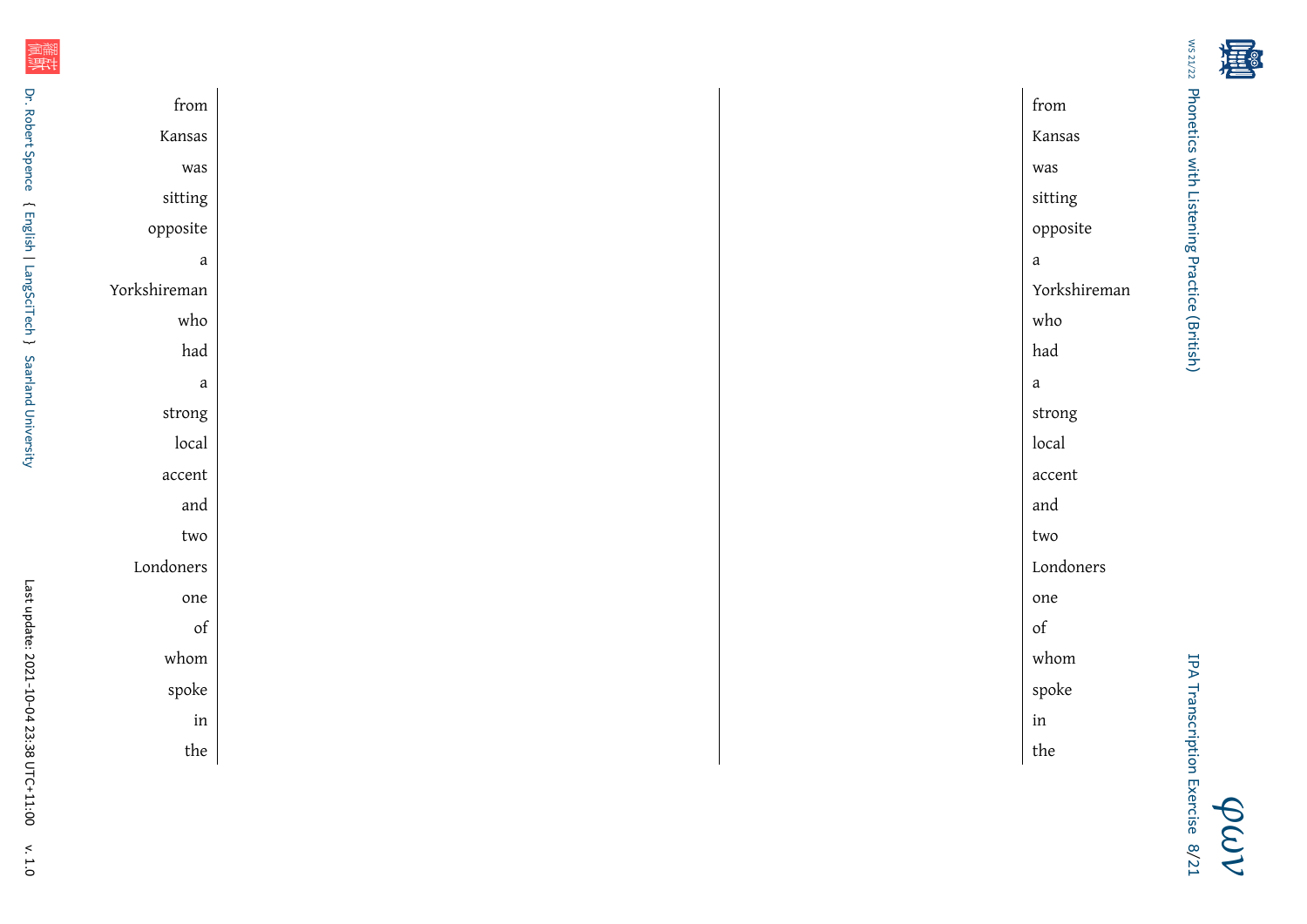| | | | |
|---|---|---|---|
| from | | | from |
| Kansas | | | Kansas |
| was | | | was |
| sitting | | | sitting |
| opposite | | | opposite |
| a | | | a |
| Yorkshireman | | | Yorkshireman |
| who | | | who |
| had | | | had |
| a | | | a |
| strong | | | strong |
| local | | | local |
| accent | | | accent |
| and | | | and |
| two | | | two |
| Londoners | | | Londoners |
| one | | | one |
| of | | | of |
| whom | | | whom |
| spoke | | | spoke |
| in | | | in |
| the | | | the |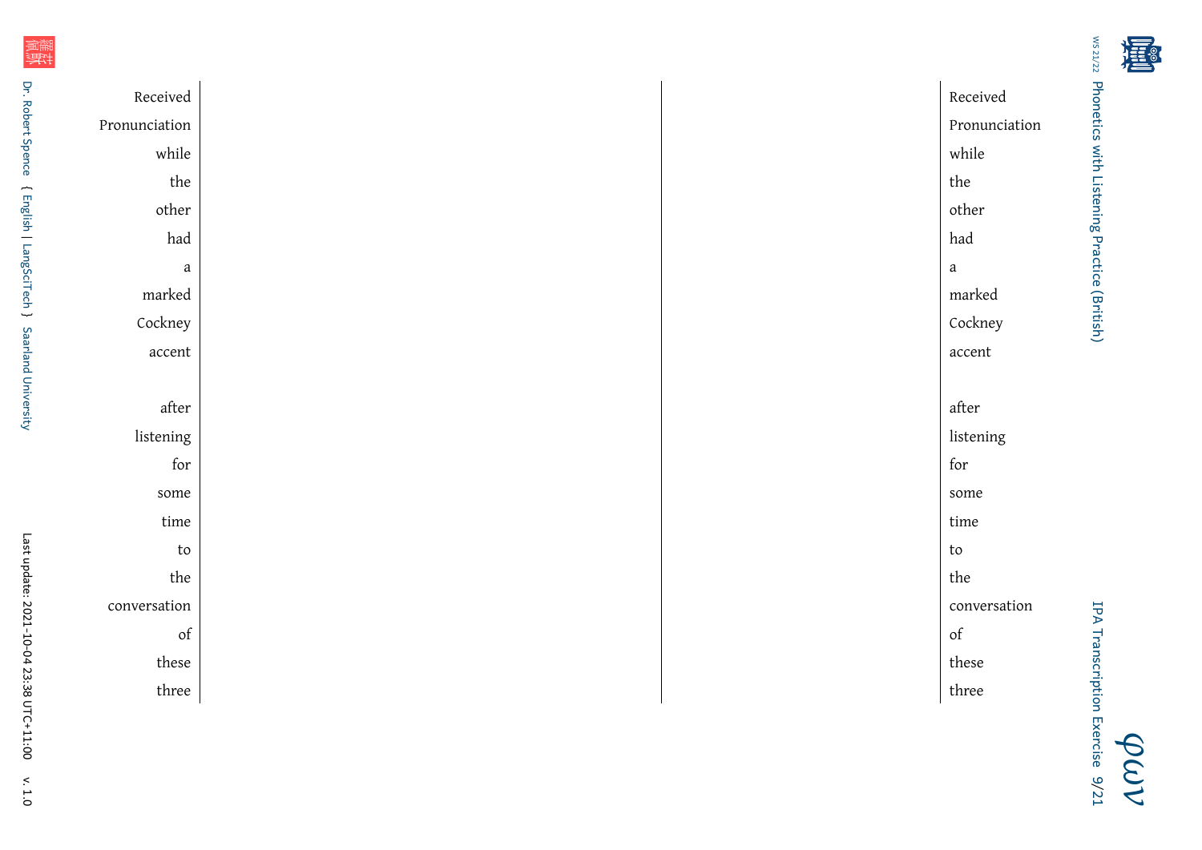| | | |
|---|---|---|
| Received | | Received |
| Pronunciation | | Pronunciation |
| while | | while |
| the | | the |
| other | | other |
| had | | had |
| a | | a |
| marked | | marked |
| Cockney | | Cockney |
| accent | | accent |
| | | |
| after | | after |
| listening | | listening |
| for | | for |
| some | | some |
| time | | time |
| to | | to |
| the | | the |
| conversation | | conversation |
| of | | of |
| these | | these |
| three | | three |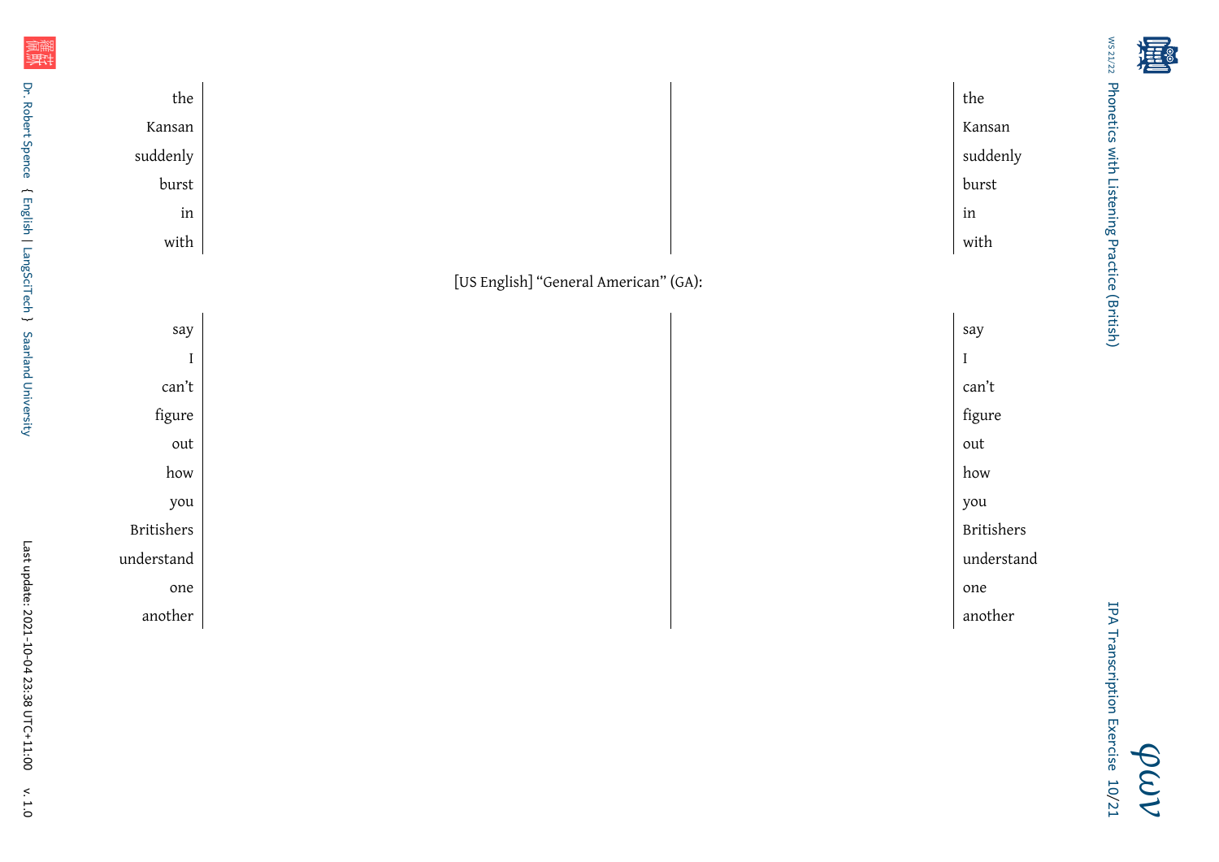| the | | | the |
|---|---|---|---|
| Kansan | | | Kansan |
| suddenly | | | suddenly |
| burst | | | burst |
| in | | | in |
| with | | | with |

[US English] “General American” (GA):

| say | | | say |
|---|---|---|---|
| I | | | I |
| can’t | | | can’t |
| figure | | | figure |
| out | | | out |
| how | | | how |
| you | | | you |
| Britishers | | | Britishers |
| understand | | | understand |
| one | | | one |
| another | | | another |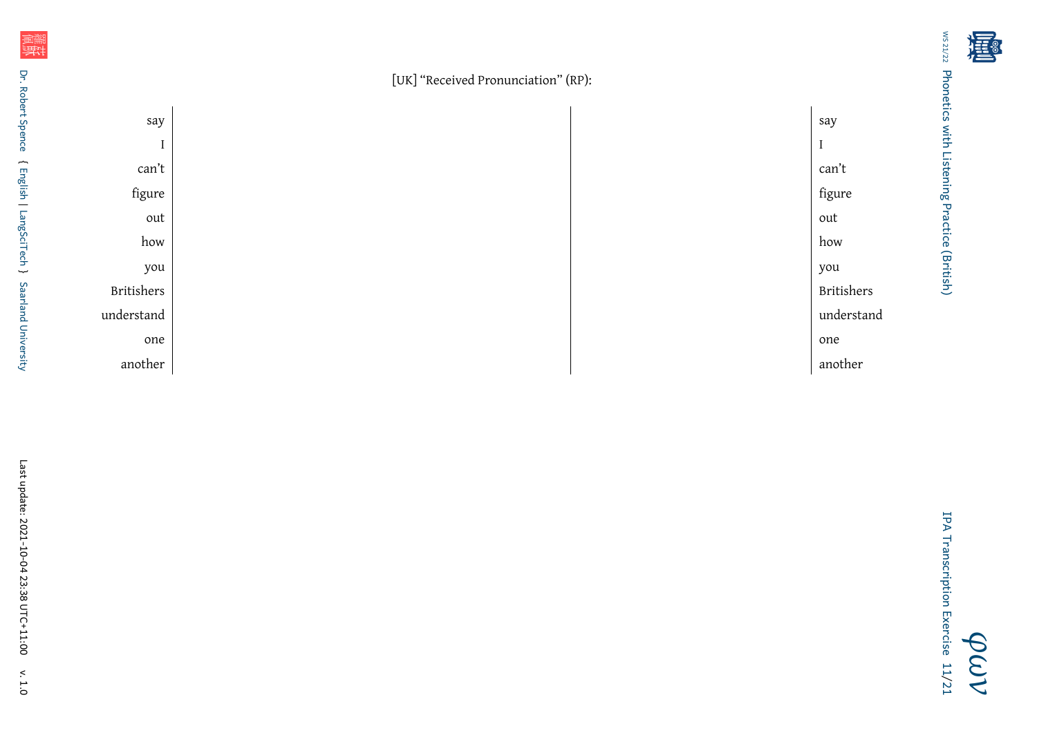[UK] “Received Pronunciation” (RP):

| | | | |
|---|---|---|---|
| say | | | say |
| I | | | I |
| can’t | | | can’t |
| figure | | | figure |
| out | | | out |
| how | | | how |
| you | | | you |
| Britishers | | | Britishers |
| understand | | | understand |
| one | | | one |
| another | | | another |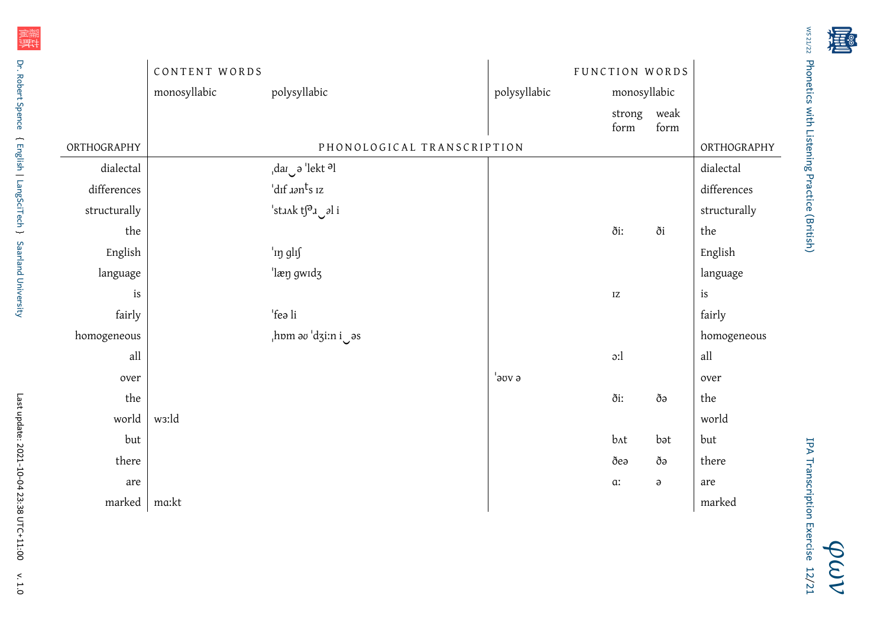| ORTHOGRAPHY | CONTENT WORDS monosyllabic | CONTENT WORDS polysyllabic | FUNCTION WORDS polysyllabic | FUNCTION WORDS monosyllabic strong form | FUNCTION WORDS monosyllabic weak form | ORTHOGRAPHY |
|---|---|---|---|---|---|---|
| dialectal | | ˌdaɪ‿ə ˈlekt ᵊl | | | | dialectal |
| differences | | ˈdɪf ɹənᵗs ɪz | | | | differences |
| structurally | | ˈstɹʌk tʃᵊɹ‿əl i | | | | structurally |
| the | | | | ðiː | ði | the |
| English | | ˈɪŋ glɪʃ | | | | English |
| language | | ˈlæŋ gwɪdʒ | | | | language |
| is | | | | ɪz | | is |
| fairly | | ˈfeə li | | | | fairly |
| homogeneous | | ˌhɒm əʊ ˈdʒiːn i‿əs | | | | homogeneous |
| all | | | | ɔːl | | all |
| over | | | ˈəʊv ə | | | over |
| the | | | | ðiː | ðə | the |
| world | wɜːld | | | | | world |
| but | | | | bʌt | bət | but |
| there | | | | ðeə | ðə | there |
| are | | | | ɑː | ə | are |
| marked | mɑːkt | | | | | marked |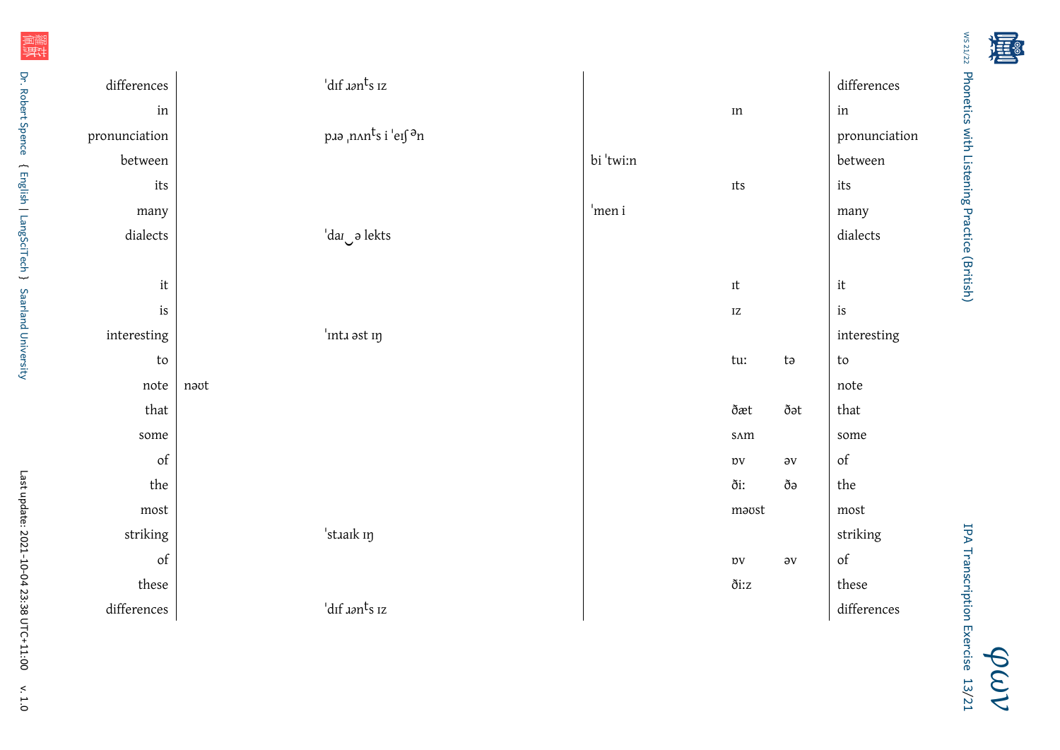| | | | | | | |
|---|---|---|---|---|---|---|
| differences | | ˈdɪf ɹənᵗs ɪz | | | | differences |
| in | | | | ɪn | | in |
| pronunciation | | pɹə ˌnʌnᵗs i ˈeɪʃ ᵊn | | | | pronunciation |
| between | | | bi ˈtwiːn | | | between |
| its | | | | ɪts | | its |
| many | | | ˈmen i | | | many |
| dialects | | ˈdaɪ‿ə lekts | | | | dialects |
| | | | | | | |
| it | | | | ɪt | | it |
| is | | | | ɪz | | is |
| interesting | | ˈɪntɹ əst ɪŋ | | | | interesting |
| to | | | | tuː | tə | to |
| note | nəʊt | | | | | note |
| that | | | | ðæt | ðət | that |
| some | | | | sʌm | | some |
| of | | | | ɒv | əv | of |
| the | | | | ðiː | ðə | the |
| most | | | | məʊst | | most |
| striking | | ˈstɹaɪk ɪŋ | | | | striking |
| of | | | | ɒv | əv | of |
| these | | | | ðiːz | | these |
| differences | | ˈdɪf ɹənᵗs ɪz | | | | differences |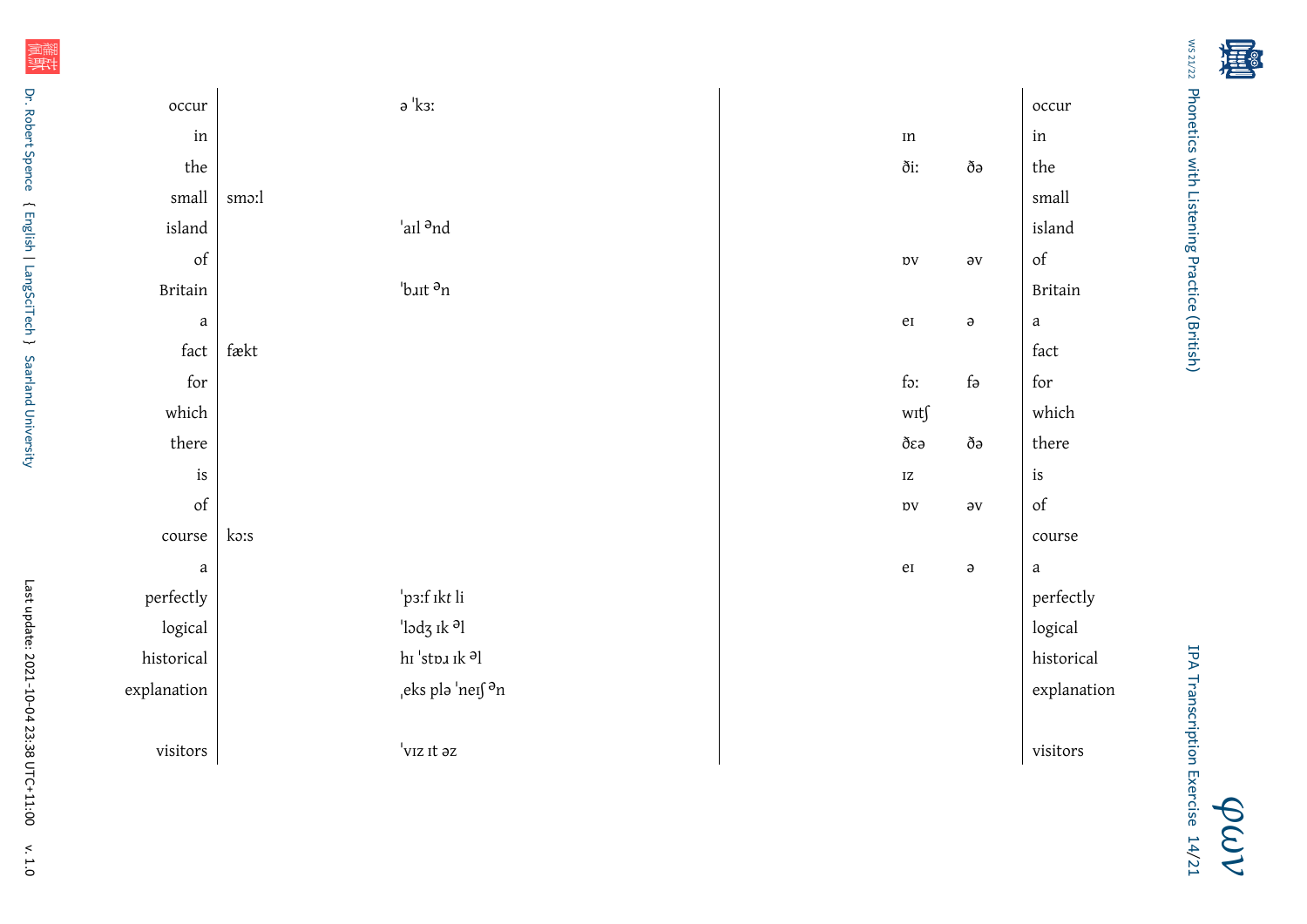| word | | | | | word |
|---|---|---|---|---|---|
| occur | | ə ˈkɜː | | | occur |
| in | | | ɪn | | in |
| the | | | ðiː | ðə | the |
| small | smɔːl | | | | small |
| island | | ˈaɪl ənd | | | island |
| of | | | ɒv | əv | of |
| Britain | | ˈbɹɪt ən | | | Britain |
| a | | | eɪ | ə | a |
| fact | fækt | | | | fact |
| for | | | fɔː | fə | for |
| which | | | wɪtʃ | | which |
| there | | | ðɛə | ðə | there |
| is | | | ɪz | | is |
| of | | | ɒv | əv | of |
| course | kɔːs | | | | course |
| a | | | eɪ | ə | a |
| perfectly | | ˈpɜːf ɪkt li | | | perfectly |
| logical | | ˈlɒdʒ ɪk əl | | | logical |
| historical | | hɪ ˈstɒɹ ɪk əl | | | historical |
| explanation | | ˌeks plə ˈneɪʃ ən | | | explanation |
| | | | | | |
| visitors | | ˈvɪz ɪt əz | | | visitors |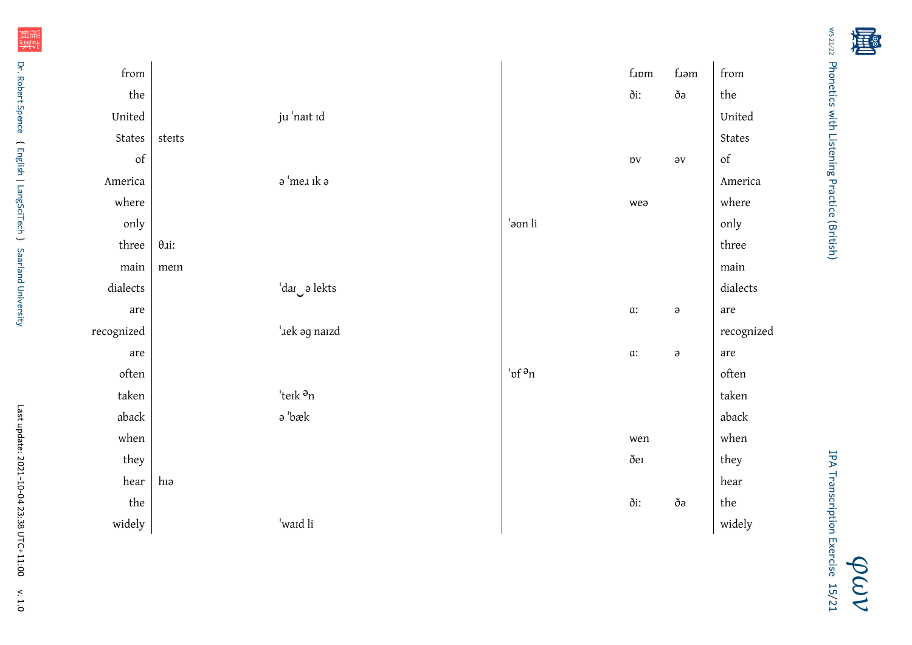| | | | | | | |
|---|---|---|---|---|---|---|
| from | | | | fɹɒm | fɹəm | from |
| the | | | | ðiː | ðə | the |
| United | | juˈnaɪt ɪd | | | | United |
| States | steɪts | | | | | States |
| of | | | | ɒv | əv | of |
| America | | əˈmeɹ ɪk ə | | | | America |
| where | | | | weə | | where |
| only | | | ˈəʊn li | | | only |
| three | θɹiː | | | | | three |
| main | meɪn | | | | | main |
| dialects | | ˈdaɪ‿ə lekts | | | | dialects |
| are | | | | ɑː | ə | are |
| recognized | | ˈɹek əg naɪzd | | | | recognized |
| are | | | | ɑː | ə | are |
| often | | | ˈɒf ᵊn | | | often |
| taken | | ˈteɪk ᵊn | | | | taken |
| aback | | əˈbæk | | | | aback |
| when | | | | wen | | when |
| they | | | | ðeɪ | | they |
| hear | hɪə | | | | | hear |
| the | | | | ðiː | ðə | the |
| widely | | ˈwaɪd li | | | | widely |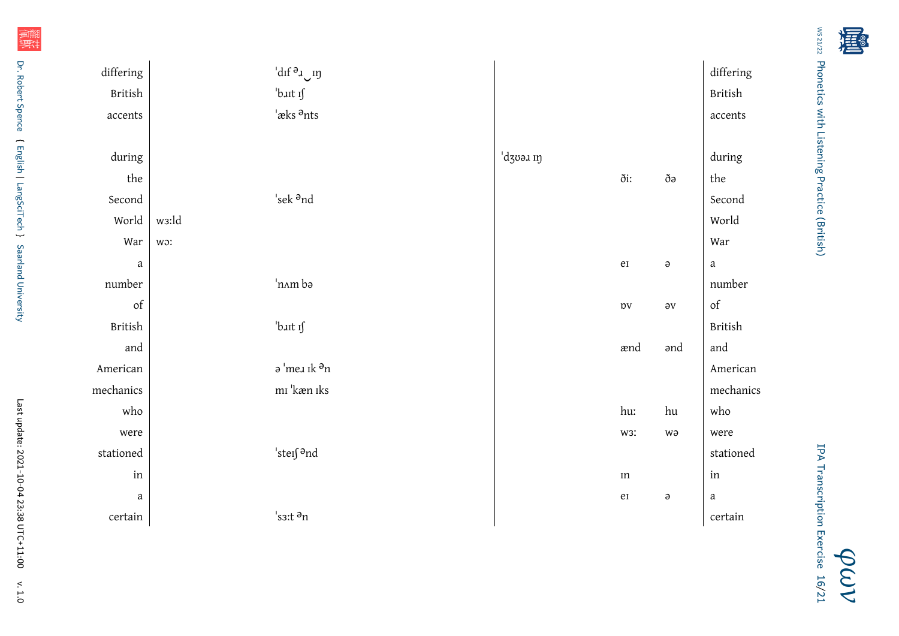| | | | | | | |
|---|---|---|---|---|---|---|
| differing | | ˈdɪf ᵊɹ‿ɪŋ | | | | differing |
| British | | ˈbɹɪt ɪʃ | | | | British |
| accents | | ˈæks ᵊnts | | | | accents |
| | | | | | | |
| during | | | ˈdʒʊəɹ ɪŋ | | | during |
| the | | | | ðiː | ðə | the |
| Second | | ˈsek ᵊnd | | | | Second |
| World | wɜːld | | | | | World |
| War | wɔː | | | | | War |
| a | | | | eɪ | ə | a |
| number | | ˈnʌm bə | | | | number |
| of | | | | ɒv | əv | of |
| British | | ˈbɹɪt ɪʃ | | | | British |
| and | | | | ænd | ənd | and |
| American | | ə ˈmeɹ ɪk ᵊn | | | | American |
| mechanics | | mɪ ˈkæn ɪks | | | | mechanics |
| who | | | | huː | hu | who |
| were | | | | wɜː | wə | were |
| stationed | | ˈsteɪʃ ᵊnd | | | | stationed |
| in | | | | ɪn | | in |
| a | | | | eɪ | ə | a |
| certain | | ˈsɜːt ᵊn | | | | certain |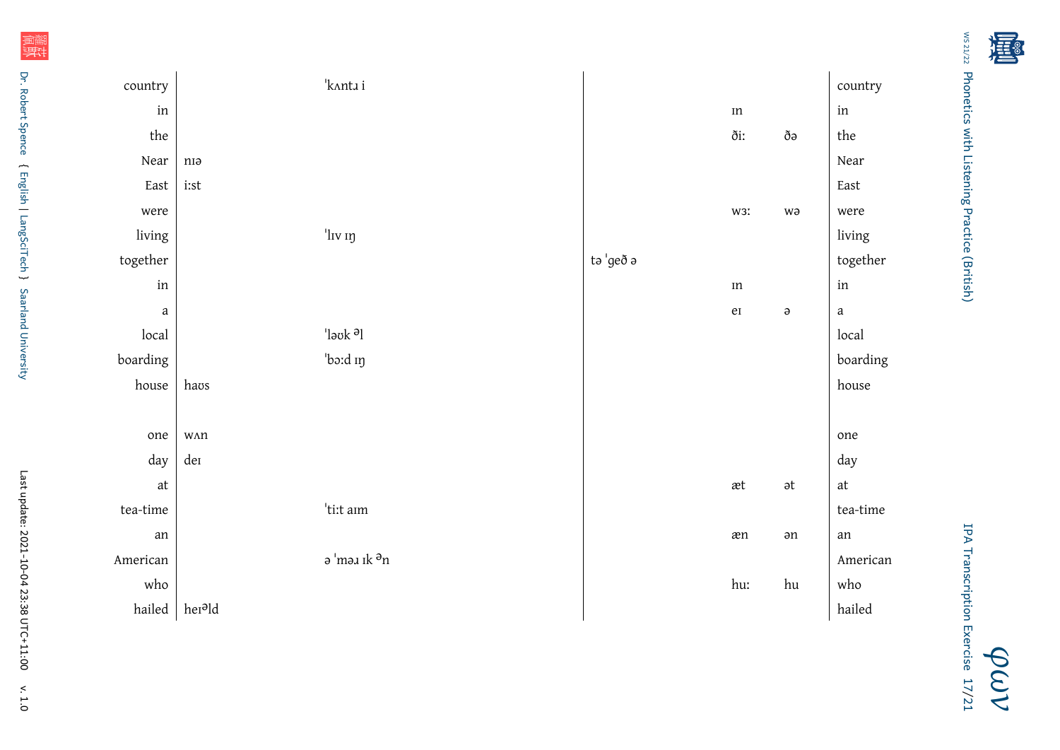| | | | | | | |
|---|---|---|---|---|---|---|
| country | | ˈkʌntɹ i | | | | country |
| in | | | | ɪn | | in |
| the | | | | ðiː | ðə | the |
| Near | nɪə | | | | | Near |
| East | iːst | | | | | East |
| were | | | | wɜː | wə | were |
| living | | ˈlɪv ɪŋ | | | | living |
| together | | | tə ˈɡeð ə | | | together |
| in | | | | ɪn | | in |
| a | | | | eɪ | ə | a |
| local | | ˈləʊk ᵊl | | | | local |
| boarding | | ˈbɔːd ɪŋ | | | | boarding |
| house | haʊs | | | | | house |
| | | | | | | |
| one | wʌn | | | | | one |
| day | deɪ | | | | | day |
| at | | | | æt | ət | at |
| tea-time | | ˈtiːt aɪm | | | | tea-time |
| an | | | | æn | ən | an |
| American | | ə ˈməɹ ɪk ᵊn | | | | American |
| who | | | | huː | hu | who |
| hailed | heɪᵊld | | | | | hailed |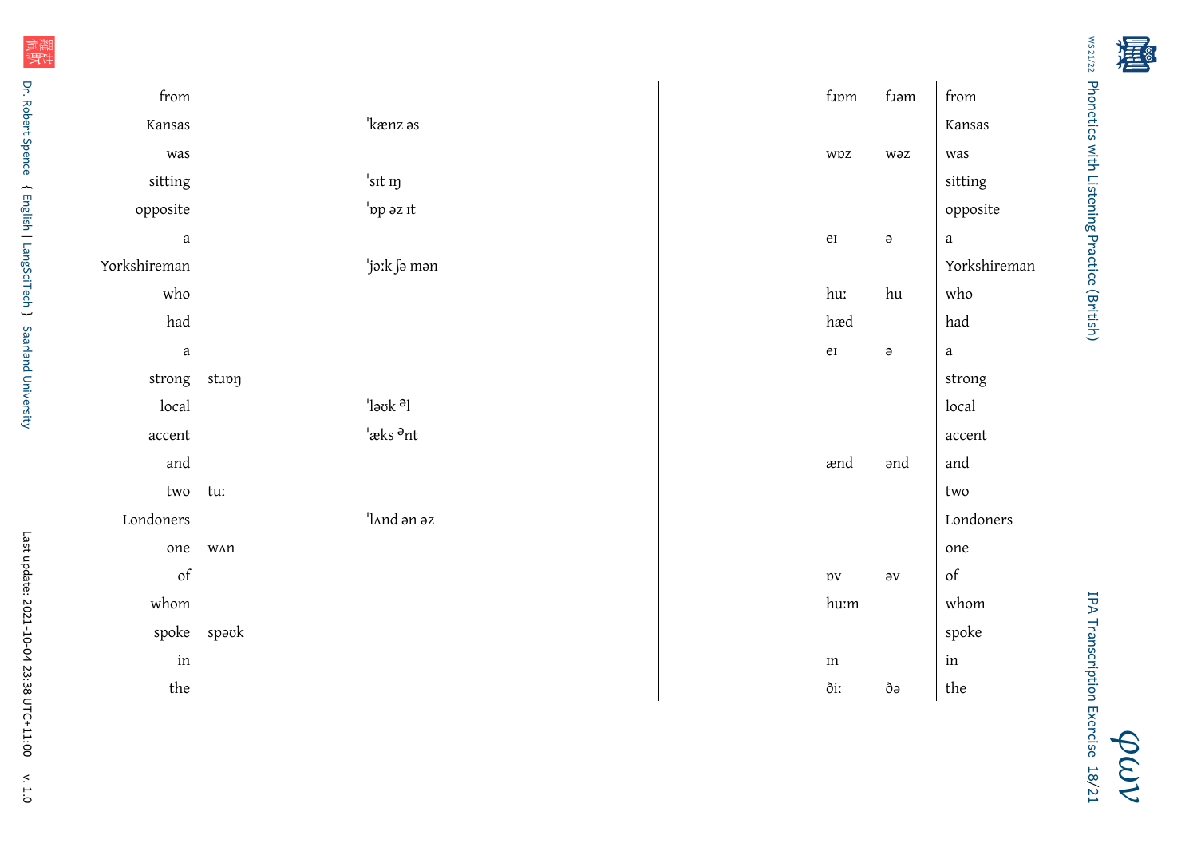| | | | | | |
|---|---|---|---|---|---|
| from | | | fɹɒm | fɹəm | from |
| Kansas | | ˈkænz əs | | | Kansas |
| was | | | wɒz | wəz | was |
| sitting | | ˈsɪt ɪŋ | | | sitting |
| opposite | | ˈɒp əz ɪt | | | opposite |
| a | | | eɪ | ə | a |
| Yorkshireman | | ˈjɔːk ʃə mən | | | Yorkshireman |
| who | | | huː | hu | who |
| had | | | hæd | | had |
| a | | | eɪ | ə | a |
| strong | stɹɒŋ | | | | strong |
| local | | ˈləʊk ᵊl | | | local |
| accent | | ˈæks ᵊnt | | | accent |
| and | | | ænd | ənd | and |
| two | tuː | | | | two |
| Londoners | | ˈlʌnd ən əz | | | Londoners |
| one | wʌn | | | | one |
| of | | | ɒv | əv | of |
| whom | | | huːm | | whom |
| spoke | spəʊk | | | | spoke |
| in | | | ɪn | | in |
| the | | | ðiː | ðə | the |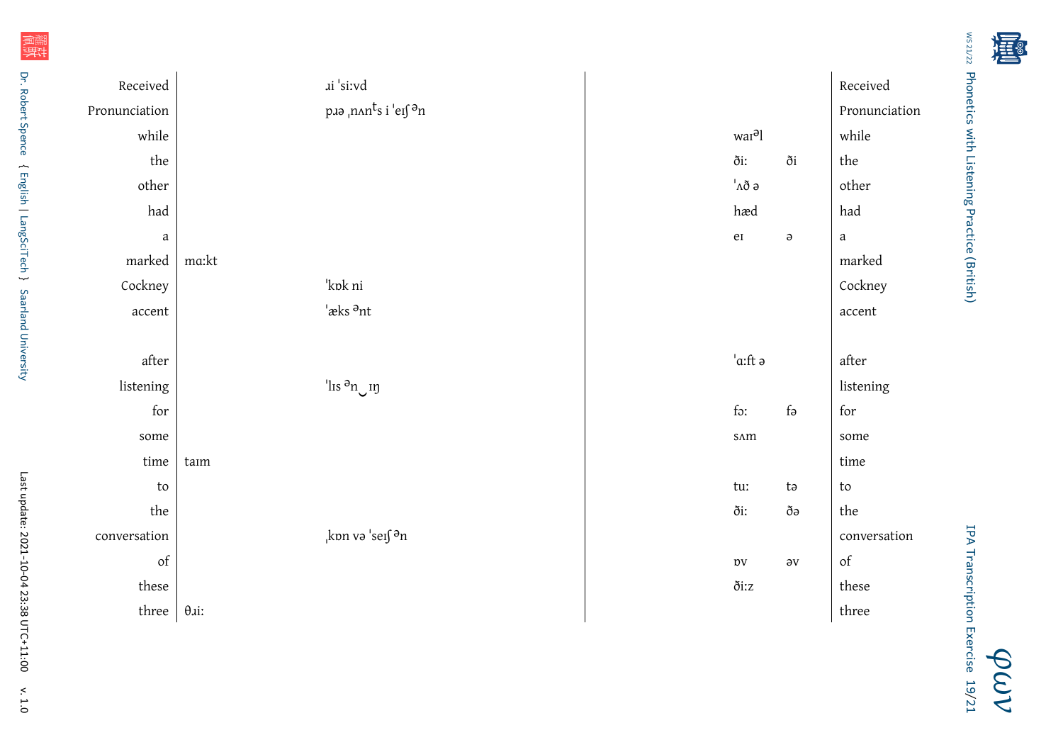| | | | | | |
|---|---|---|---|---|---|
| Received | | ɹi ˈsiːvd | | | Received |
| Pronunciation | | pɹə ˌnʌnᵗs i ˈeɪʃ ᵊn | | | Pronunciation |
| while | | | waɪᵊl | | while |
| the | | | ðiː | ði | the |
| other | | | ˈʌð ə | | other |
| had | | | hæd | | had |
| a | | | eɪ | ə | a |
| marked | mɑːkt | | | | marked |
| Cockney | | ˈkɒk ni | | | Cockney |
| accent | | ˈæks ᵊnt | | | accent |
| | | | | | |
| after | | | ˈɑːft ə | | after |
| listening | | ˈlɪs ᵊn‿ɪŋ | | | listening |
| for | | | fɔː | fə | for |
| some | | | sʌm | | some |
| time | taɪm | | | | time |
| to | | | tuː | tə | to |
| the | | | ðiː | ðə | the |
| conversation | | ˌkɒn və ˈseɪʃ ᵊn | | | conversation |
| of | | | ɒv | əv | of |
| these | | | ðiːz | | these |
| three | θɹiː | | | | three |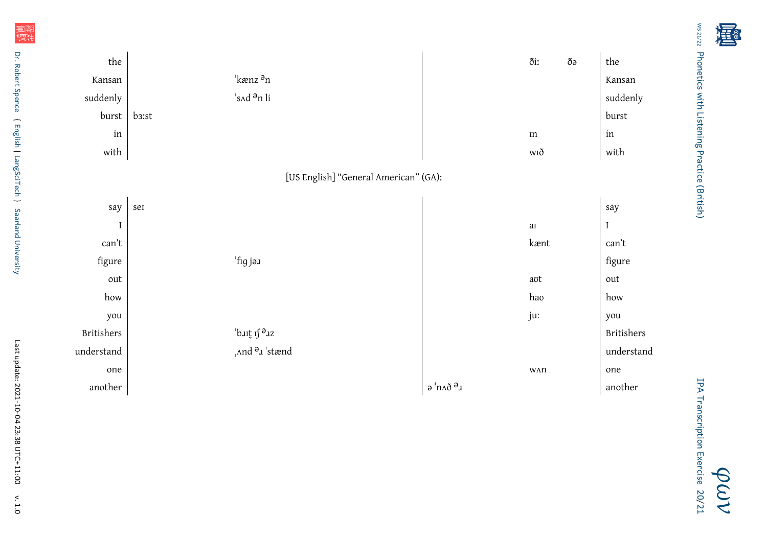| | | | | | | |
|---|---|---|---|---|---|---|
| the | | | | ðiː | ðə | the |
| Kansan | | ˈkænz ᵊn | | | | Kansan |
| suddenly | | ˈsʌd ᵊn li | | | | suddenly |
| burst | bɜːst | | | | | burst |
| in | | | | ɪn | | in |
| with | | | | wɪð | | with |

[US English] “General American” (GA):

| | | | | | | |
|---|---|---|---|---|---|---|
| say | seɪ | | | | | say |
| I | | | | aɪ | | I |
| can’t | | | | kænt | | can’t |
| figure | | ˈfɪɡ jəɹ | | | | figure |
| out | | | | aʊt | | out |
| how | | | | haʊ | | how |
| you | | | | juː | | you |
| Britishers | | ˈbɹɪṭ ɪʃ ᵊɹz | | | | Britishers |
| understand | | ˌʌnd ᵊɹ ˈstænd | | | | understand |
| one | | | | wʌn | | one |
| another | | | ə ˈnʌð ᵊɹ | | | another |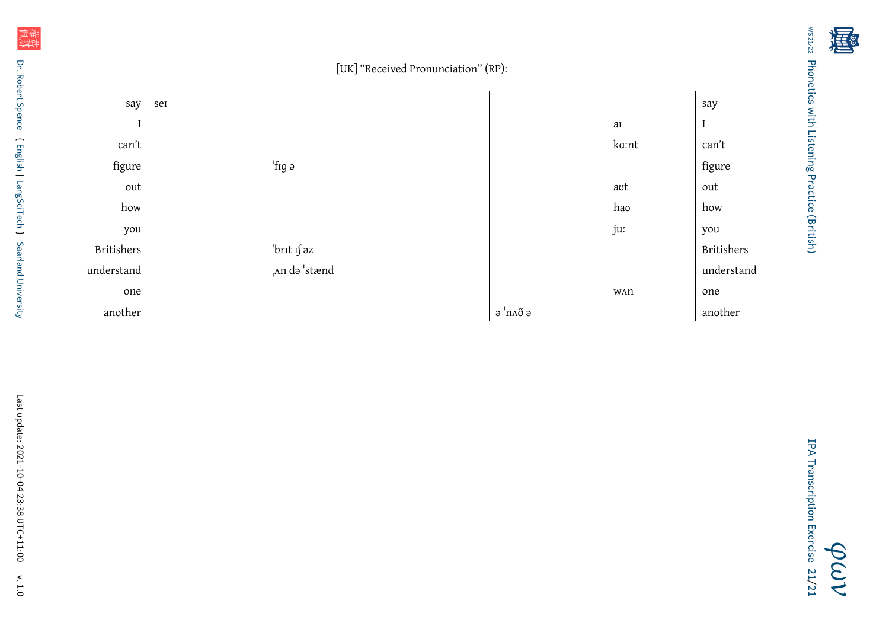[UK] “Received Pronunciation” (RP):

| | | | | | |
|---|---|---|---|---|---|
| say | seɪ | | | | say |
| I | | | | aɪ | I |
| can’t | | | | kɑːnt | can’t |
| figure | | ˈfɪɡ ə | | | figure |
| out | | | | aʊt | out |
| how | | | | haʊ | how |
| you | | | | juː | you |
| Britishers | | ˈbrɪt ɪʃ əz | | | Britishers |
| understand | | ˌʌn də ˈstænd | | | understand |
| one | | | | wʌn | one |
| another | | | ə ˈnʌð ə | | another |